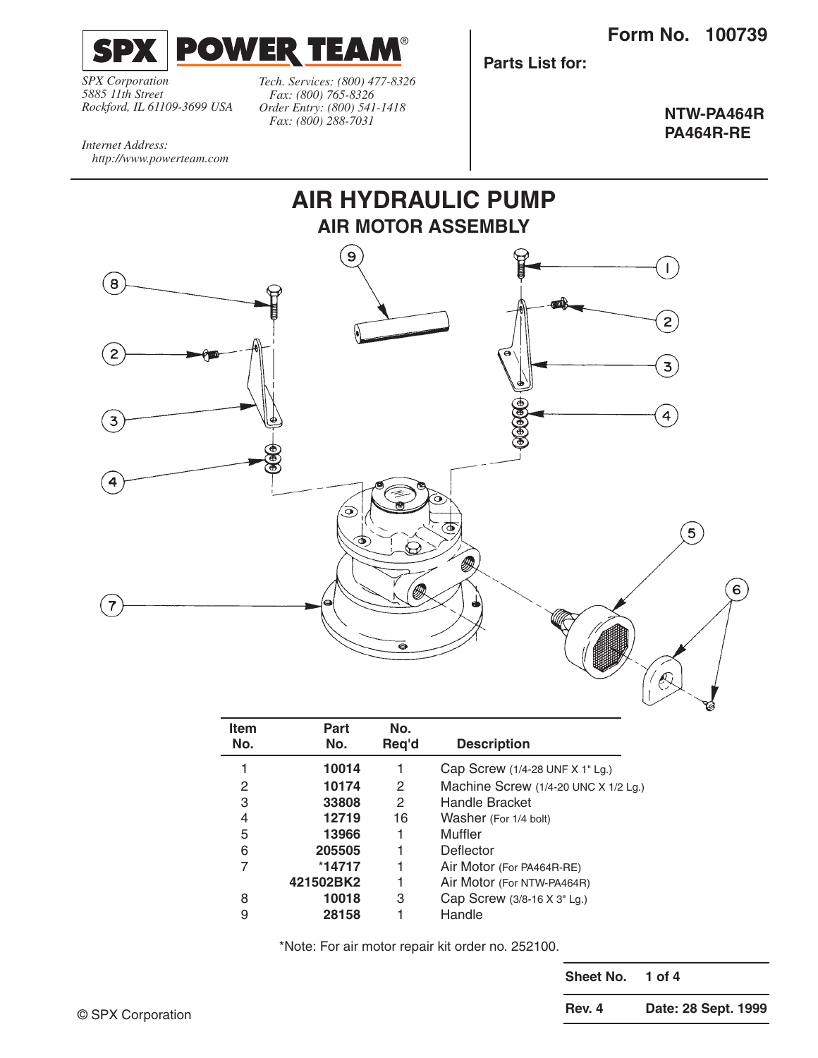# SPX POWER TEAM®

*SPX Corporation*
*5885 11th Street*
*Rockford, IL 61109-3699 USA*

*Tech. Services: (800) 477-8326*
*Fax: (800) 765-8326*
*Order Entry: (800) 541-1418*
*Fax: (800) 288-7031*

*Internet Address:*
*http://www.powerteam.com*

**Form No. 100739**

**Parts List for:**

**NTW-PA464R**
**PA464R-RE**

# AIR HYDRAULIC PUMP

## AIR MOTOR ASSEMBLY

| Item No. | Part No. | No. Req'd | Description |
|---|---|---|---|
| 1 | **10014** | 1 | Cap Screw (1/4-28 UNF X 1" Lg.) |
| 2 | **10174** | 2 | Machine Screw (1/4-20 UNC X 1/2 Lg.) |
| 3 | **33808** | 2 | Handle Bracket |
| 4 | **12719** | 16 | Washer (For 1/4 bolt) |
| 5 | **13966** | 1 | Muffler |
| 6 | **205505** | 1 | Deflector |
| 7 | ***14717** | 1 | Air Motor (For PA464R-RE) |
| | **421502BK2** | 1 | Air Motor (For NTW-PA464R) |
| 8 | **10018** | 3 | Cap Screw (3/8-16 X 3" Lg.) |
| 9 | **28158** | 1 | Handle |

*Note: For air motor repair kit order no. 252100.

| | |
|---|---|
| **Sheet No.** | **1 of 4** |
| **Rev. 4** | **Date: 28 Sept. 1999** |

© SPX Corporation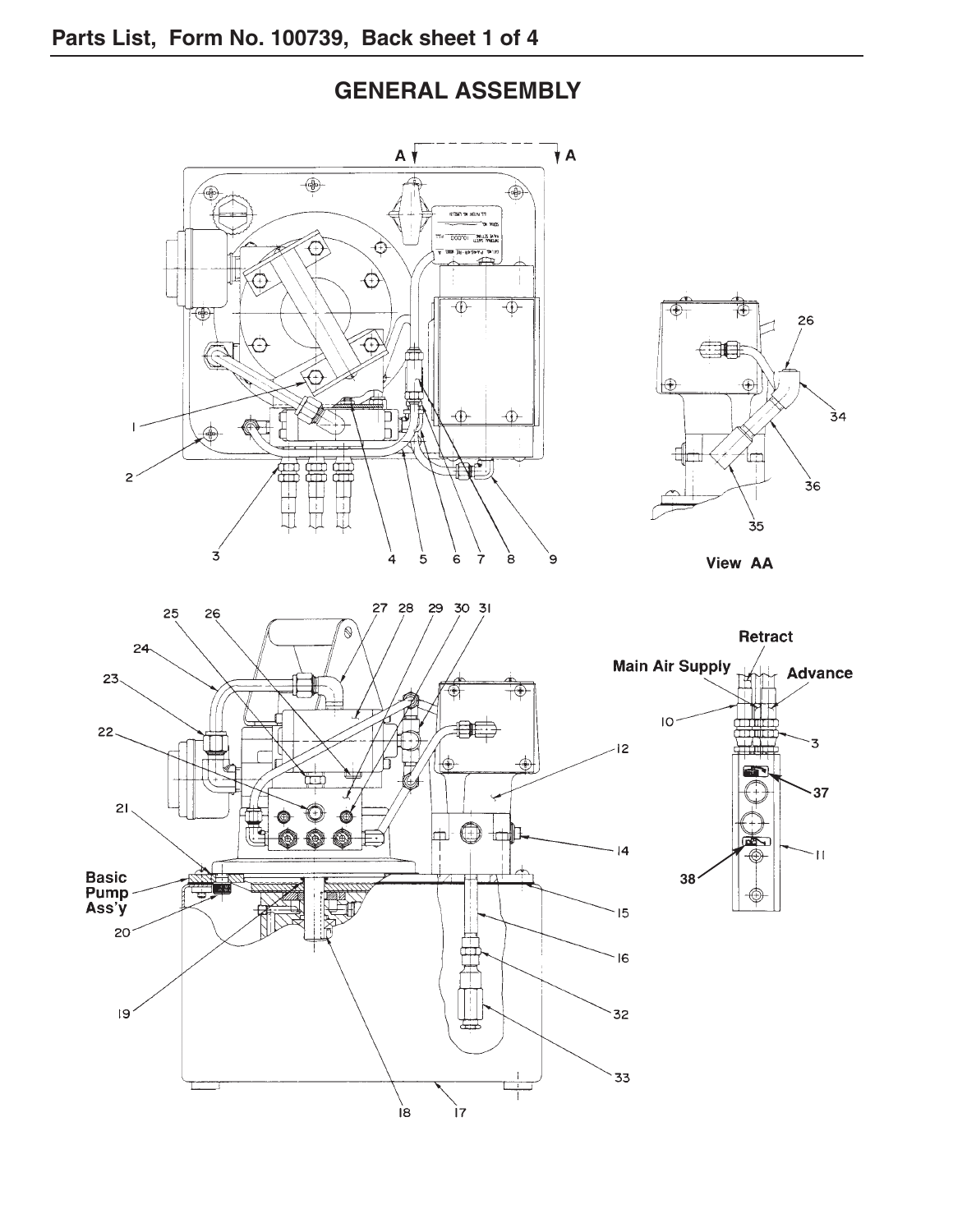# GENERAL ASSEMBLY

View AA

Retract

Main Air Supply

Advance

Basic Pump Ass'y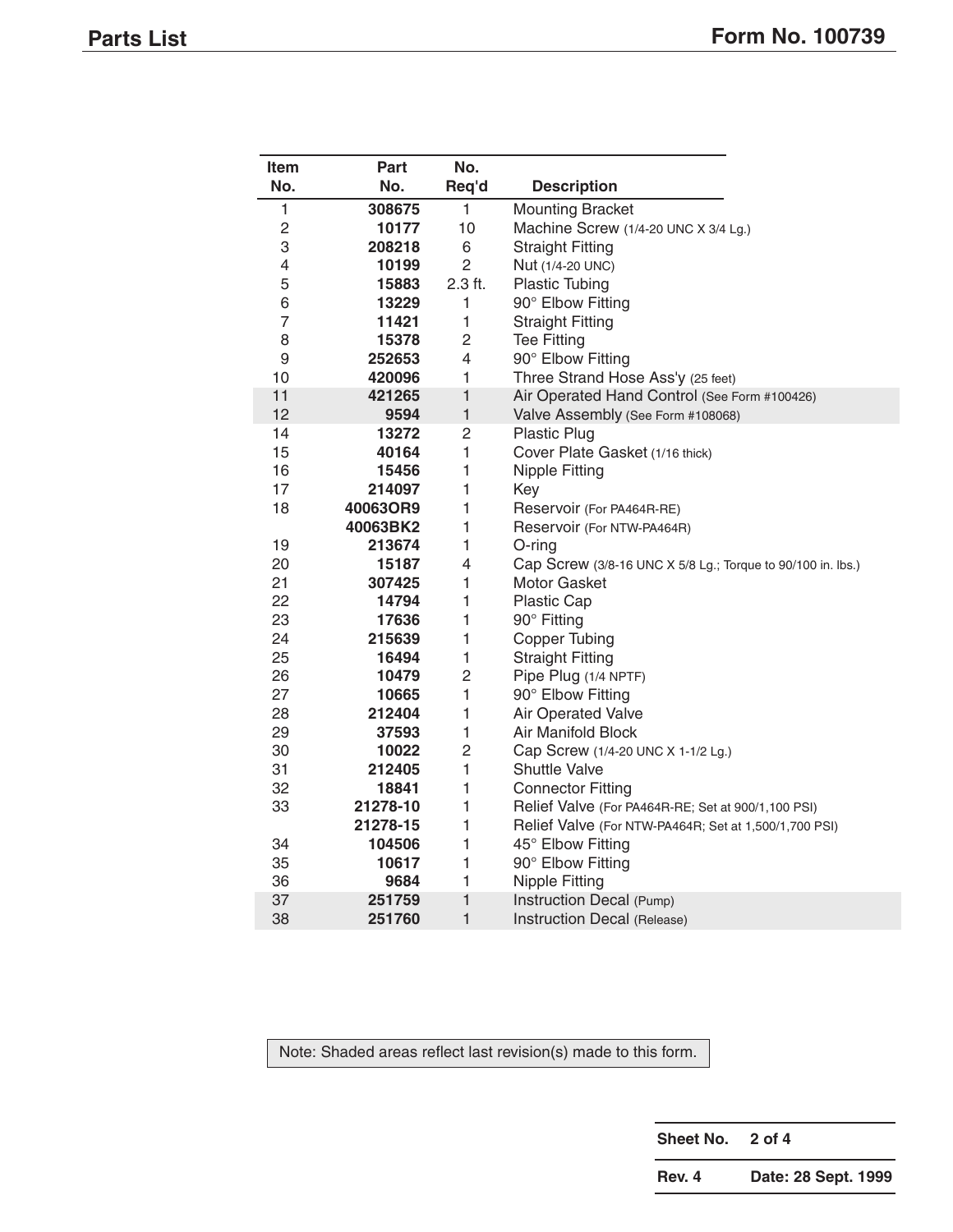## Parts List

**Form No. 100739**

| Item No. | Part No. | No. Req'd | Description |
|---|---|---|---|
| 1 | **308675** | 1 | Mounting Bracket |
| 2 | **10177** | 10 | Machine Screw (1/4-20 UNC X 3/4 Lg.) |
| 3 | **208218** | 6 | Straight Fitting |
| 4 | **10199** | 2 | Nut (1/4-20 UNC) |
| 5 | **15883** | 2.3 ft. | Plastic Tubing |
| 6 | **13229** | 1 | 90° Elbow Fitting |
| 7 | **11421** | 1 | Straight Fitting |
| 8 | **15378** | 2 | Tee Fitting |
| 9 | **252653** | 4 | 90° Elbow Fitting |
| 10 | **420096** | 1 | Three Strand Hose Ass'y (25 feet) |
| 11 | **421265** | 1 | Air Operated Hand Control (See Form #100426) |
| 12 | **9594** | 1 | Valve Assembly (See Form #108068) |
| 14 | **13272** | 2 | Plastic Plug |
| 15 | **40164** | 1 | Cover Plate Gasket (1/16 thick) |
| 16 | **15456** | 1 | Nipple Fitting |
| 17 | **214097** | 1 | Key |
| 18 | **40063OR9** | 1 | Reservoir (For PA464R-RE) |
| | **40063BK2** | 1 | Reservoir (For NTW-PA464R) |
| 19 | **213674** | 1 | O-ring |
| 20 | **15187** | 4 | Cap Screw (3/8-16 UNC X 5/8 Lg.; Torque to 90/100 in. lbs.) |
| 21 | **307425** | 1 | Motor Gasket |
| 22 | **14794** | 1 | Plastic Cap |
| 23 | **17636** | 1 | 90° Fitting |
| 24 | **215639** | 1 | Copper Tubing |
| 25 | **16494** | 1 | Straight Fitting |
| 26 | **10479** | 2 | Pipe Plug (1/4 NPTF) |
| 27 | **10665** | 1 | 90° Elbow Fitting |
| 28 | **212404** | 1 | Air Operated Valve |
| 29 | **37593** | 1 | Air Manifold Block |
| 30 | **10022** | 2 | Cap Screw (1/4-20 UNC X 1-1/2 Lg.) |
| 31 | **212405** | 1 | Shuttle Valve |
| 32 | **18841** | 1 | Connector Fitting |
| 33 | **21278-10** | 1 | Relief Valve (For PA464R-RE; Set at 900/1,100 PSI) |
| | **21278-15** | 1 | Relief Valve (For NTW-PA464R; Set at 1,500/1,700 PSI) |
| 34 | **104506** | 1 | 45° Elbow Fitting |
| 35 | **10617** | 1 | 90° Elbow Fitting |
| 36 | **9684** | 1 | Nipple Fitting |
| 37 | **251759** | 1 | Instruction Decal (Pump) |
| 38 | **251760** | 1 | Instruction Decal (Release) |

Note: Shaded areas reflect last revision(s) made to this form.

| | |
|---|---|
| **Sheet No.** | **2 of 4** |
| **Rev. 4** | **Date: 28 Sept. 1999** |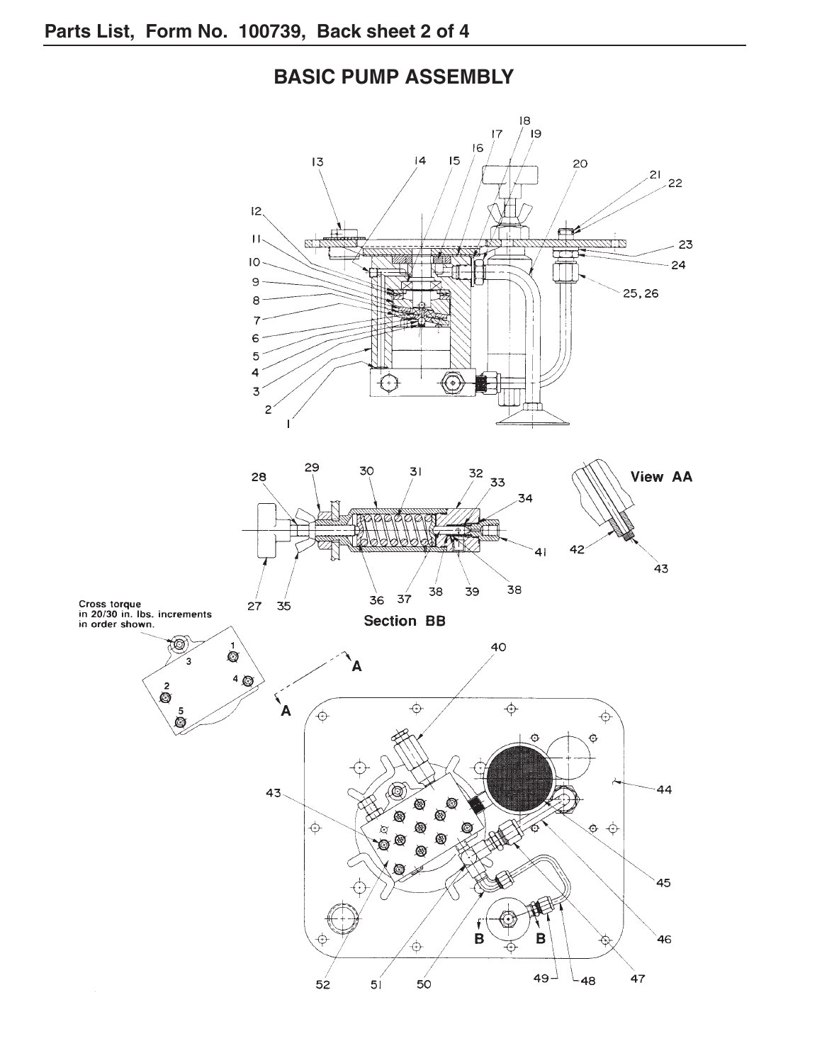## BASIC PUMP ASSEMBLY

View AA

Section BB

Cross torque in 20/30 in. lbs. increments in order shown.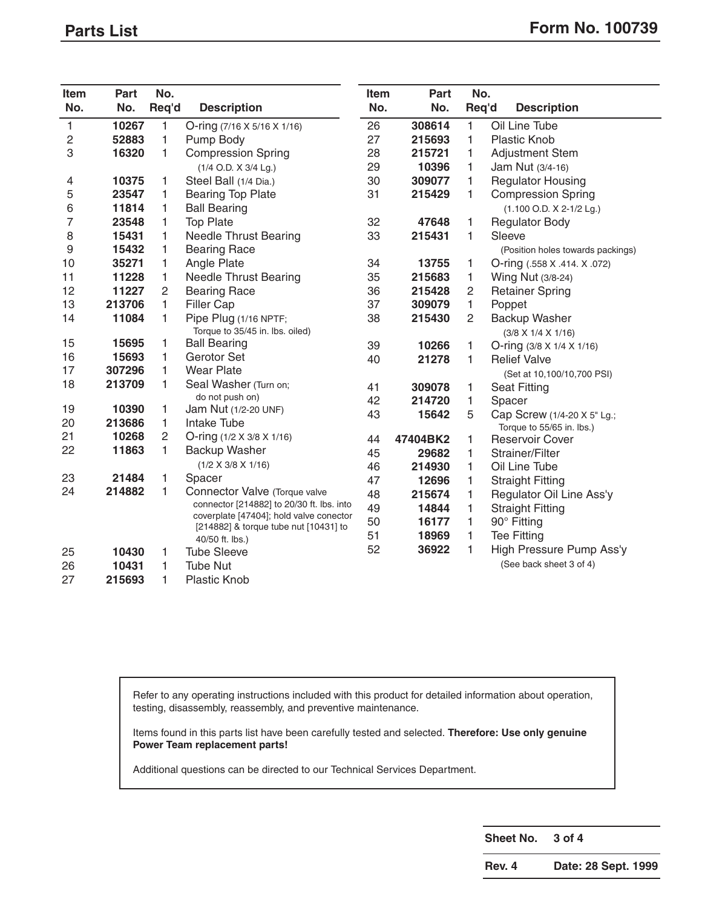## Parts List

**Form No. 100739**

| Item No. | Part No. | No. Req'd | Description |
|---|---|---|---|
| 1 | **10267** | 1 | O-ring (7/16 X 5/16 X 1/16) |
| 2 | **52883** | 1 | Pump Body |
| 3 | **16320** | 1 | Compression Spring (1/4 O.D. X 3/4 Lg.) |
| 4 | **10375** | 1 | Steel Ball (1/4 Dia.) |
| 5 | **23547** | 1 | Bearing Top Plate |
| 6 | **11814** | 1 | Ball Bearing |
| 7 | **23548** | 1 | Top Plate |
| 8 | **15431** | 1 | Needle Thrust Bearing |
| 9 | **15432** | 1 | Bearing Race |
| 10 | **35271** | 1 | Angle Plate |
| 11 | **11228** | 1 | Needle Thrust Bearing |
| 12 | **11227** | 2 | Bearing Race |
| 13 | **213706** | 1 | Filler Cap |
| 14 | **11084** | 1 | Pipe Plug (1/16 NPTF; Torque to 35/45 in. lbs. oiled) |
| 15 | **15695** | 1 | Ball Bearing |
| 16 | **15693** | 1 | Gerotor Set |
| 17 | **307296** | 1 | Wear Plate |
| 18 | **213709** | 1 | Seal Washer (Turn on; do not push on) |
| 19 | **10390** | 1 | Jam Nut (1/2-20 UNF) |
| 20 | **213686** | 1 | Intake Tube |
| 21 | **10268** | 2 | O-ring (1/2 X 3/8 X 1/16) |
| 22 | **11863** | 1 | Backup Washer (1/2 X 3/8 X 1/16) |
| 23 | **21484** | 1 | Spacer |
| 24 | **214882** | 1 | Connector Valve (Torque valve connector [214882] to 20/30 ft. lbs. into coverplate [47404]; hold valve conector [214882] & torque tube nut [10431] to 40/50 ft. lbs.) |
| 25 | **10430** | 1 | Tube Sleeve |
| 26 | **10431** | 1 | Tube Nut |
| 27 | **215693** | 1 | Plastic Knob |
| 26 | **308614** | 1 | Oil Line Tube |
| 27 | **215693** | 1 | Plastic Knob |
| 28 | **215721** | 1 | Adjustment Stem |
| 29 | **10396** | 1 | Jam Nut (3/4-16) |
| 30 | **309077** | 1 | Regulator Housing |
| 31 | **215429** | 1 | Compression Spring (1.100 O.D. X 2-1/2 Lg.) |
| 32 | **47648** | 1 | Regulator Body |
| 33 | **215431** | 1 | Sleeve (Position holes towards packings) |
| 34 | **13755** | 1 | O-ring (.558 X .414. X .072) |
| 35 | **215683** | 1 | Wing Nut (3/8-24) |
| 36 | **215428** | 2 | Retainer Spring |
| 37 | **309079** | 1 | Poppet |
| 38 | **215430** | 2 | Backup Washer (3/8 X 1/4 X 1/16) |
| 39 | **10266** | 1 | O-ring (3/8 X 1/4 X 1/16) |
| 40 | **21278** | 1 | Relief Valve (Set at 10,100/10,700 PSI) |
| 41 | **309078** | 1 | Seat Fitting |
| 42 | **214720** | 1 | Spacer |
| 43 | **15642** | 5 | Cap Screw (1/4-20 X 5" Lg.; Torque to 55/65 in. lbs.) |
| 44 | **47404BK2** | 1 | Reservoir Cover |
| 45 | **29682** | 1 | Strainer/Filter |
| 46 | **214930** | 1 | Oil Line Tube |
| 47 | **12696** | 1 | Straight Fitting |
| 48 | **215674** | 1 | Regulator Oil Line Ass'y |
| 49 | **14844** | 1 | Straight Fitting |
| 50 | **16177** | 1 | 90° Fitting |
| 51 | **18969** | 1 | Tee Fitting |
| 52 | **36922** | 1 | High Pressure Pump Ass'y (See back sheet 3 of 4) |

Refer to any operating instructions included with this product for detailed information about operation, testing, disassembly, reassembly, and preventive maintenance.

Items found in this parts list have been carefully tested and selected. **Therefore: Use only genuine Power Team replacement parts!**

Additional questions can be directed to our Technical Services Department.

| **Sheet No.** | **3 of 4** |
|---|---|
| **Rev. 4** | **Date: 28 Sept. 1999** |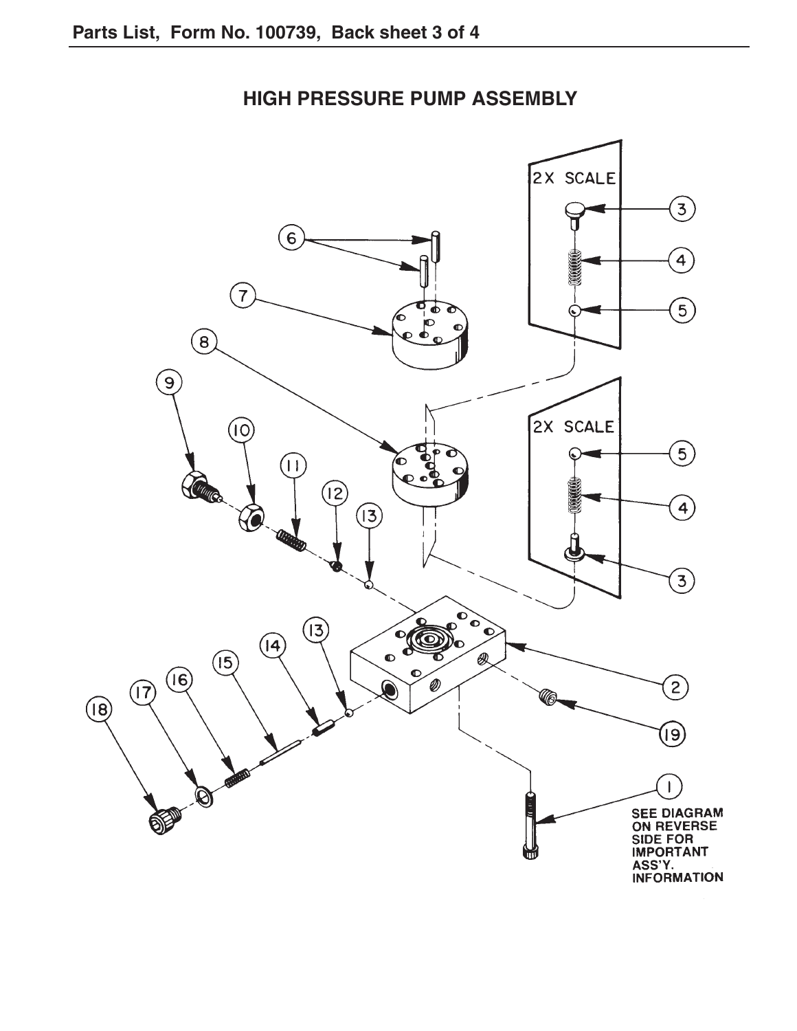Parts List, Form No. 100739, Back sheet 3 of 4

## HIGH PRESSURE PUMP ASSEMBLY

2X SCALE

2X SCALE

SEE DIAGRAM ON REVERSE SIDE FOR IMPORTANT ASS'Y. INFORMATION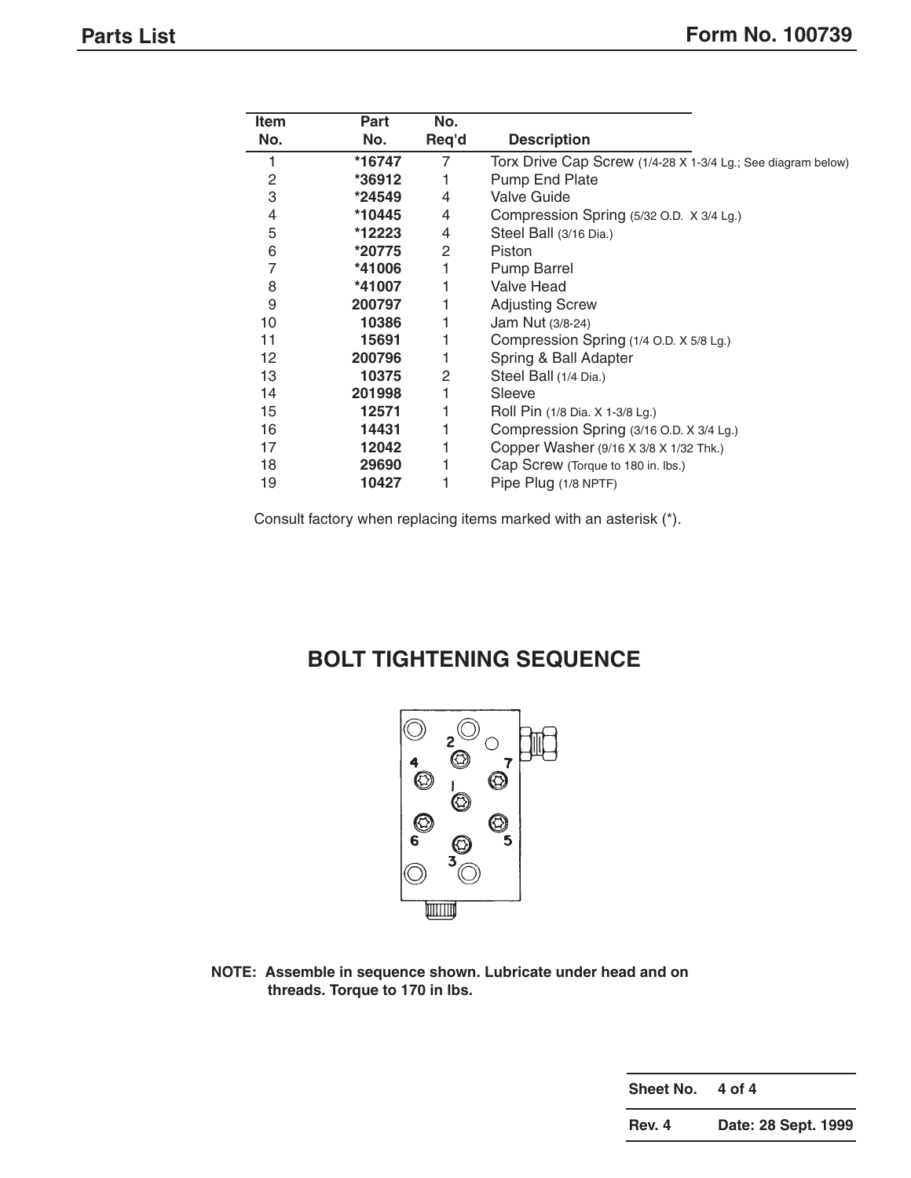## Parts List

## Form No. 100739

| Item No. | Part No. | No. Req'd | Description |
|---|---|---|---|
| 1 | *16747 | 7 | Torx Drive Cap Screw (1/4-28 X 1-3/4 Lg.; See diagram below) |
| 2 | *36912 | 1 | Pump End Plate |
| 3 | *24549 | 4 | Valve Guide |
| 4 | *10445 | 4 | Compression Spring (5/32 O.D. X 3/4 Lg.) |
| 5 | *12223 | 4 | Steel Ball (3/16 Dia.) |
| 6 | *20775 | 2 | Piston |
| 7 | *41006 | 1 | Pump Barrel |
| 8 | *41007 | 1 | Valve Head |
| 9 | 200797 | 1 | Adjusting Screw |
| 10 | 10386 | 1 | Jam Nut (3/8-24) |
| 11 | 15691 | 1 | Compression Spring (1/4 O.D. X 5/8 Lg.) |
| 12 | 200796 | 1 | Spring & Ball Adapter |
| 13 | 10375 | 2 | Steel Ball (1/4 Dia.) |
| 14 | 201998 | 1 | Sleeve |
| 15 | 12571 | 1 | Roll Pin (1/8 Dia. X 1-3/8 Lg.) |
| 16 | 14431 | 1 | Compression Spring (3/16 O.D. X 3/4 Lg.) |
| 17 | 12042 | 1 | Copper Washer (9/16 X 3/8 X 1/32 Thk.) |
| 18 | 29690 | 1 | Cap Screw (Torque to 180 in. lbs.) |
| 19 | 10427 | 1 | Pipe Plug (1/8 NPTF) |

Consult factory when replacing items marked with an asterisk (*).

## BOLT TIGHTENING SEQUENCE

2 4 7 1 6 5 3

**NOTE: Assemble in sequence shown. Lubricate under head and on threads. Torque to 170 in lbs.**

| Sheet No. | 4 of 4 |
|---|---|
| Rev. 4 | Date: 28 Sept. 1999 |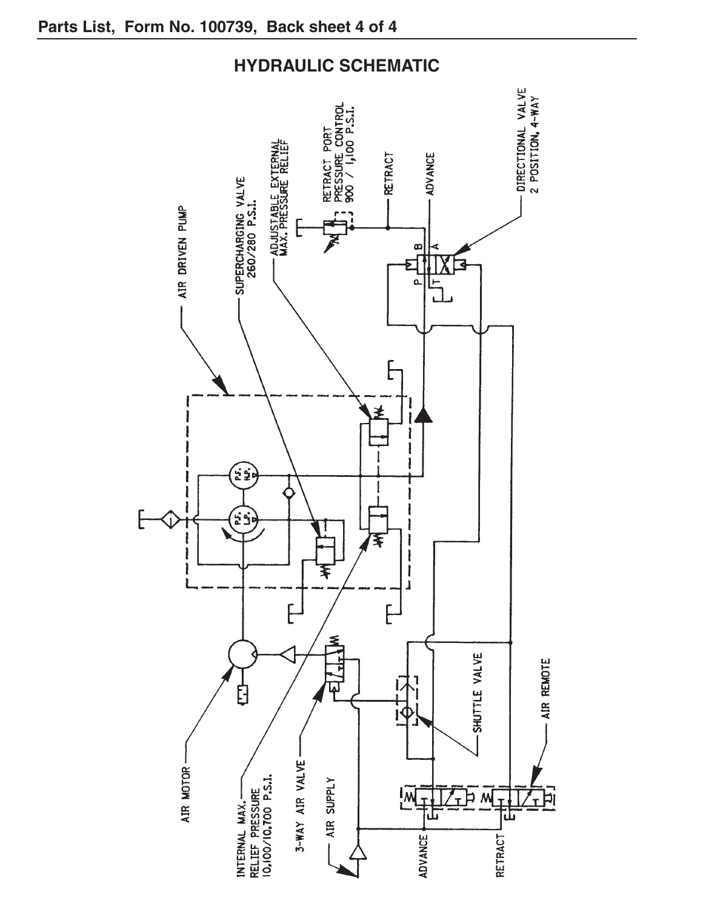## HYDRAULIC SCHEMATIC

AIR DRIVEN PUMP

SUPERCHARGING VALVE 260/280 P.S.I.

ADJUSTABLE EXTERNAL MAX. PRESSURE RELIEF

RETRACT PORT PRESSURE CONTROL 900 / 1,100 P.S.I.

RETRACT

ADVANCE

DIRECTIONAL VALVE 2 POSITION, 4-WAY

P.F. L.P.

P.F. H.P.

P B A T

AIR MOTOR

INTERNAL MAX. RELIEF PRESSURE 10,100/10,700 P.S.I.

3-WAY AIR VALVE

AIR SUPPLY

SHUTTLE VALVE

AIR REMOTE

ADVANCE

RETRACT